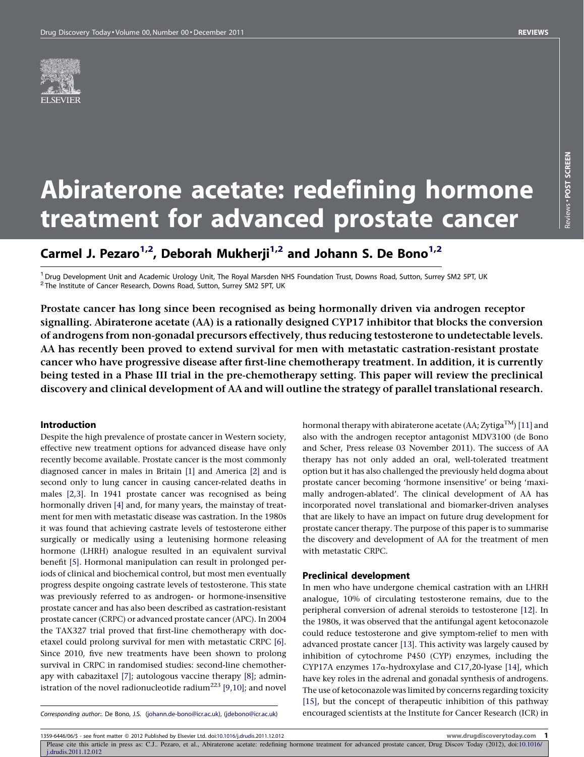# Abiraterone acetate: redefining hormone treatment for advanced prostate cancer

## Carmel J. Pezaro[1,2], Deborah Mukherji[1,2] and Johann S. De Bono[1,2]

[1] Drug Development Unit and Academic Urology Unit, The Royal Marsden NHS Foundation Trust, Downs Road, Sutton, Surrey SM2 5PT, UK
[2] The Institute of Cancer Research, Downs Road, Sutton, Surrey SM2 5PT, UK

**Prostate cancer has long since been recognised as being hormonally driven via androgen receptor signalling. Abiraterone acetate (AA) is a rationally designed CYP17 inhibitor that blocks the conversion of androgens from non-gonadal precursors effectively, thus reducing testosterone to undetectable levels. AA has recently been proved to extend survival for men with metastatic castration-resistant prostate cancer who have progressive disease after first-line chemotherapy treatment. In addition, it is currently being tested in a Phase III trial in the pre-chemotherapy setting. This paper will review the preclinical discovery and clinical development of AA and will outline the strategy of parallel translational research.**

### Introduction

Despite the high prevalence of prostate cancer in Western society, effective new treatment options for advanced disease have only recently become available. Prostate cancer is the most commonly diagnosed cancer in males in Britain [1] and America [2] and is second only to lung cancer in causing cancer-related deaths in males [2,3]. In 1941 prostate cancer was recognised as being hormonally driven [4] and, for many years, the mainstay of treatment for men with metastatic disease was castration. In the 1980s it was found that achieving castrate levels of testosterone either surgically or medically using a leutenising hormone releasing hormone (LHRH) analogue resulted in an equivalent survival benefit [5]. Hormonal manipulation can result in prolonged periods of clinical and biochemical control, but most men eventually progress despite ongoing castrate levels of testosterone. This state was previously referred to as androgen- or hormone-insensitive prostate cancer and has also been described as castration-resistant prostate cancer (CRPC) or advanced prostate cancer (APC). In 2004 the TAX327 trial proved that first-line chemotherapy with docetaxel could prolong survival for men with metastatic CRPC [6]. Since 2010, five new treatments have been shown to prolong survival in CRPC in randomised studies: second-line chemotherapy with cabazitaxel [7]; autologous vaccine therapy [8]; administration of the novel radionucleotide radium$^{223}$ [9,10]; and novel hormonal therapy with abiraterone acetate (AA; Zytiga™) [11] and also with the androgen receptor antagonist MDV3100 (de Bono and Scher, Press release 03 November 2011). The success of AA therapy has not only added an oral, well-tolerated treatment option but it has also challenged the previously held dogma about prostate cancer becoming 'hormone insensitive' or being 'maximally androgen-ablated'. The clinical development of AA has incorporated novel translational and biomarker-driven analyses that are likely to have an impact on future drug development for prostate cancer therapy. The purpose of this paper is to summarise the discovery and development of AA for the treatment of men with metastatic CRPC.

*Corresponding author:.* De Bono, J.S. (johann.de-bono@icr.ac.uk), (jdebono@icr.ac.uk)

### Preclinical development

In men who have undergone chemical castration with an LHRH analogue, 10% of circulating testosterone remains, due to the peripheral conversion of adrenal steroids to testosterone [12]. In the 1980s, it was observed that the antifungal agent ketoconazole could reduce testosterone and give symptom-relief to men with advanced prostate cancer [13]. This activity was largely caused by inhibition of cytochrome P450 (CYP) enzymes, including the CYP17A enzymes 17α-hydroxylase and C17,20-lyase [14], which have key roles in the adrenal and gonadal synthesis of androgens. The use of ketoconazole was limited by concerns regarding toxicity [15], but the concept of therapeutic inhibition of this pathway encouraged scientists at the Institute for Cancer Research (ICR) in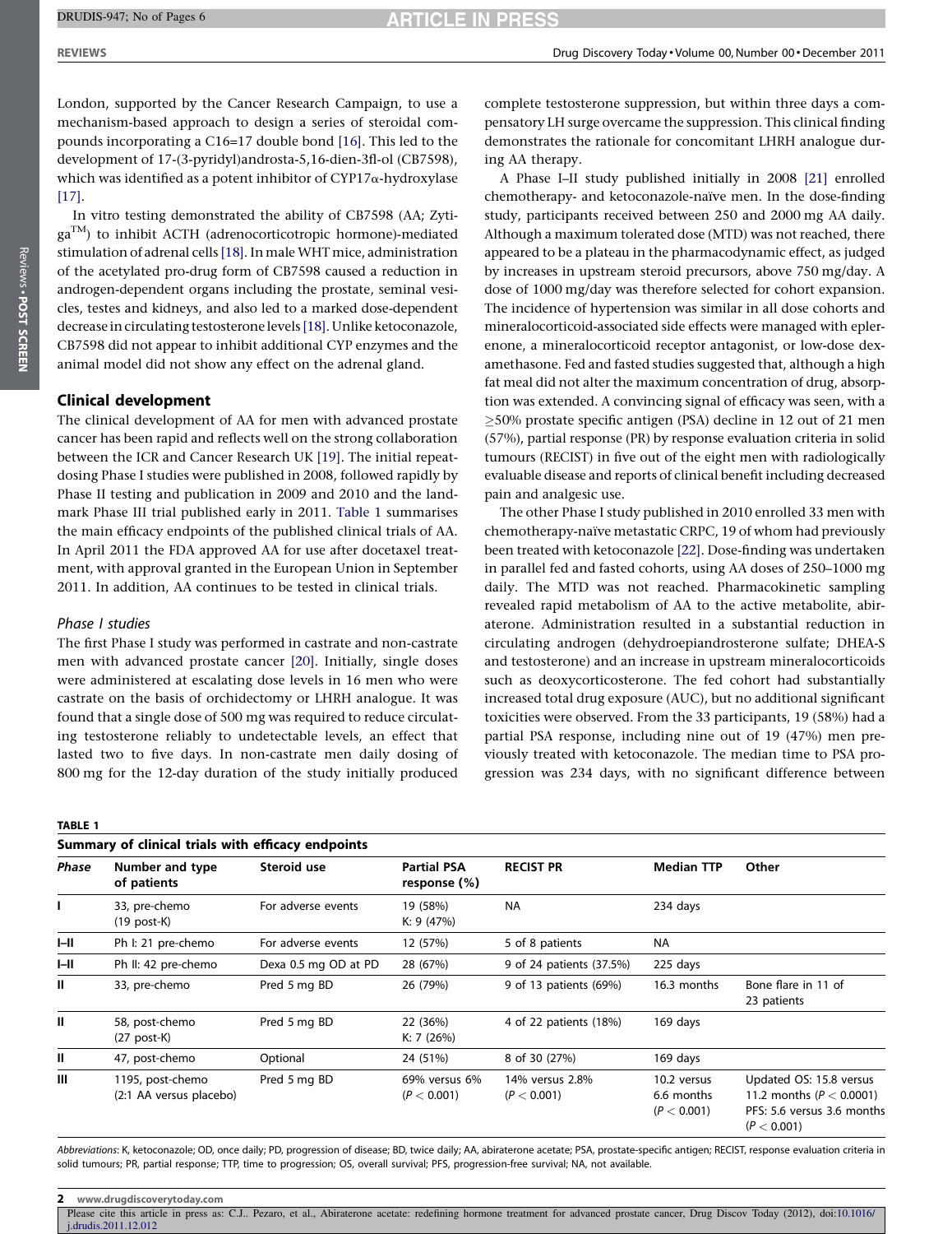London, supported by the Cancer Research Campaign, to use a mechanism-based approach to design a series of steroidal compounds incorporating a C16=17 double bond [16]. This led to the development of 17-(3-pyridyl)androsta-5,16-dien-3ß-ol (CB7598), which was identified as a potent inhibitor of CYP17α-hydroxylase [17].

In vitro testing demonstrated the ability of CB7598 (AA; Zytiga[TM]) to inhibit ACTH (adrenocorticotropic hormone)-mediated stimulation of adrenal cells [18]. In male WHT mice, administration of the acetylated pro-drug form of CB7598 caused a reduction in androgen-dependent organs including the prostate, seminal vesicles, testes and kidneys, and also led to a marked dose-dependent decrease in circulating testosterone levels [18]. Unlike ketoconazole, CB7598 did not appear to inhibit additional CYP enzymes and the animal model did not show any effect on the adrenal gland.

## Clinical development

The clinical development of AA for men with advanced prostate cancer has been rapid and reflects well on the strong collaboration between the ICR and Cancer Research UK [19]. The initial repeat-dosing Phase I studies were published in 2008, followed rapidly by Phase II testing and publication in 2009 and 2010 and the landmark Phase III trial published early in 2011. Table 1 summarises the main efficacy endpoints of the published clinical trials of AA. In April 2011 the FDA approved AA for use after docetaxel treatment, with approval granted in the European Union in September 2011. In addition, AA continues to be tested in clinical trials.

### *Phase I studies*

The first Phase I study was performed in castrate and non-castrate men with advanced prostate cancer [20]. Initially, single doses were administered at escalating dose levels in 16 men who were castrate on the basis of orchidectomy or LHRH analogue. It was found that a single dose of 500 mg was required to reduce circulating testosterone reliably to undetectable levels, an effect that lasted two to five days. In non-castrate men daily dosing of 800 mg for the 12-day duration of the study initially produced complete testosterone suppression, but within three days a compensatory LH surge overcame the suppression. This clinical finding demonstrates the rationale for concomitant LHRH analogue during AA therapy.

A Phase I–II study published initially in 2008 [21] enrolled chemotherapy- and ketoconazole-naïve men. In the dose-finding study, participants received between 250 and 2000 mg AA daily. Although a maximum tolerated dose (MTD) was not reached, there appeared to be a plateau in the pharmacodynamic effect, as judged by increases in upstream steroid precursors, above 750 mg/day. A dose of 1000 mg/day was therefore selected for cohort expansion. The incidence of hypertension was similar in all dose cohorts and mineralocorticoid-associated side effects were managed with eplerenone, a mineralocorticoid receptor antagonist, or low-dose dexamethasone. Fed and fasted studies suggested that, although a high fat meal did not alter the maximum concentration of drug, absorption was extended. A convincing signal of efficacy was seen, with a ≥50% prostate specific antigen (PSA) decline in 12 out of 21 men (57%), partial response (PR) by response evaluation criteria in solid tumours (RECIST) in five out of the eight men with radiologically evaluable disease and reports of clinical benefit including decreased pain and analgesic use.

The other Phase I study published in 2010 enrolled 33 men with chemotherapy-naïve metastatic CRPC, 19 of whom had previously been treated with ketoconazole [22]. Dose-finding was undertaken in parallel fed and fasted cohorts, using AA doses of 250–1000 mg daily. The MTD was not reached. Pharmacokinetic sampling revealed rapid metabolism of AA to the active metabolite, abiraterone. Administration resulted in a substantial reduction in circulating androgen (dehydroepiandrosterone sulfate; DHEA-S and testosterone) and an increase in upstream mineralocorticoids such as deoxycorticosterone. The fed cohort had substantially increased total drug exposure (AUC), but no additional significant toxicities were observed. From the 33 participants, 19 (58%) had a partial PSA response, including nine out of 19 (47%) men previously treated with ketoconazole. The median time to PSA progression was 234 days, with no significant difference between

**TABLE 1**

**Summary of clinical trials with efficacy endpoints**

| *Phase* | Number and type of patients | Steroid use | Partial PSA response (%) | RECIST PR | Median TTP | Other |
|---|---|---|---|---|---|---|
| I | 33, pre-chemo (19 post-K) | For adverse events | 19 (58%) K: 9 (47%) | NA | 234 days | |
| I–II | Ph I: 21 pre-chemo | For adverse events | 12 (57%) | 5 of 8 patients | NA | |
| I–II | Ph II: 42 pre-chemo | Dexa 0.5 mg OD at PD | 28 (67%) | 9 of 24 patients (37.5%) | 225 days | |
| II | 33, pre-chemo | Pred 5 mg BD | 26 (79%) | 9 of 13 patients (69%) | 16.3 months | Bone flare in 11 of 23 patients |
| II | 58, post-chemo (27 post-K) | Pred 5 mg BD | 22 (36%) K: 7 (26%) | 4 of 22 patients (18%) | 169 days | |
| II | 47, post-chemo | Optional | 24 (51%) | 8 of 30 (27%) | 169 days | |
| III | 1195, post-chemo (2:1 AA versus placebo) | Pred 5 mg BD | 69% versus 6% ($P < 0.001$) | 14% versus 2.8% ($P < 0.001$) | 10.2 versus 6.6 months ($P < 0.001$) | Updated OS: 15.8 versus 11.2 months ($P < 0.0001$) PFS: 5.6 versus 3.6 months ($P < 0.001$) |

*Abbreviations*: K, ketoconazole; OD, once daily; PD, progression of disease; BD, twice daily; AA, abiraterone acetate; PSA, prostate-specific antigen; RECIST, response evaluation criteria in solid tumours; PR, partial response; TTP, time to progression; OS, overall survival; PFS, progression-free survival; NA, not available.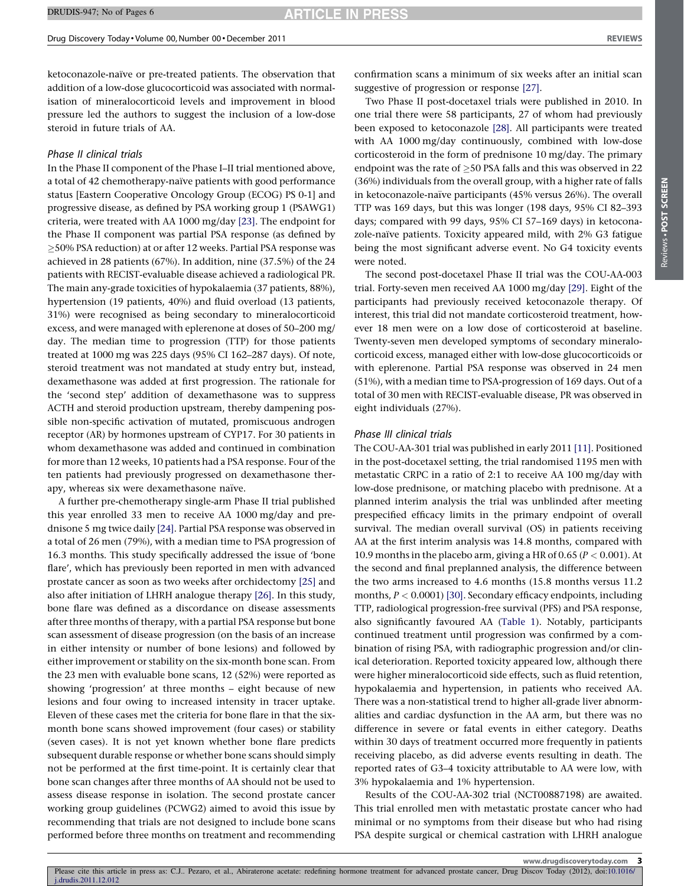ketoconazole-naïve or pre-treated patients. The observation that addition of a low-dose glucocorticoid was associated with normalisation of mineralocorticoid levels and improvement in blood pressure led the authors to suggest the inclusion of a low-dose steroid in future trials of AA.

### *Phase II clinical trials*

In the Phase II component of the Phase I–II trial mentioned above, a total of 42 chemotherapy-naïve patients with good performance status [Eastern Cooperative Oncology Group (ECOG) PS 0-1] and progressive disease, as defined by PSA working group 1 (PSAWG1) criteria, were treated with AA 1000 mg/day [23]. The endpoint for the Phase II component was partial PSA response (as defined by $\geq$50% PSA reduction) at or after 12 weeks. Partial PSA response was achieved in 28 patients (67%). In addition, nine (37.5%) of the 24 patients with RECIST-evaluable disease achieved a radiological PR. The main any-grade toxicities of hypokalaemia (37 patients, 88%), hypertension (19 patients, 40%) and fluid overload (13 patients, 31%) were recognised as being secondary to mineralocorticoid excess, and were managed with eplerenone at doses of 50–200 mg/day. The median time to progression (TTP) for those patients treated at 1000 mg was 225 days (95% CI 162–287 days). Of note, steroid treatment was not mandated at study entry but, instead, dexamethasone was added at first progression. The rationale for the 'second step' addition of dexamethasone was to suppress ACTH and steroid production upstream, thereby dampening possible non-specific activation of mutated, promiscuous androgen receptor (AR) by hormones upstream of CYP17. For 30 patients in whom dexamethasone was added and continued in combination for more than 12 weeks, 10 patients had a PSA response. Four of the ten patients had previously progressed on dexamethasone therapy, whereas six were dexamethasone naïve.

A further pre-chemotherapy single-arm Phase II trial published this year enrolled 33 men to receive AA 1000 mg/day and prednisone 5 mg twice daily [24]. Partial PSA response was observed in a total of 26 men (79%), with a median time to PSA progression of 16.3 months. This study specifically addressed the issue of 'bone flare', which has previously been reported in men with advanced prostate cancer as soon as two weeks after orchidectomy [25] and also after initiation of LHRH analogue therapy [26]. In this study, bone flare was defined as a discordance on disease assessments after three months of therapy, with a partial PSA response but bone scan assessment of disease progression (on the basis of an increase in either intensity or number of bone lesions) and followed by either improvement or stability on the six-month bone scan. From the 23 men with evaluable bone scans, 12 (52%) were reported as showing 'progression' at three months – eight because of new lesions and four owing to increased intensity in tracer uptake. Eleven of these cases met the criteria for bone flare in that the six-month bone scans showed improvement (four cases) or stability (seven cases). It is not yet known whether bone flare predicts subsequent durable response or whether bone scans should simply not be performed at the first time-point. It is certainly clear that bone scan changes after three months of AA should not be used to assess disease response in isolation. The second prostate cancer working group guidelines (PCWG2) aimed to avoid this issue by recommending that trials are not designed to include bone scans performed before three months on treatment and recommending confirmation scans a minimum of six weeks after an initial scan suggestive of progression or response [27].

Two Phase II post-docetaxel trials were published in 2010. In one trial there were 58 participants, 27 of whom had previously been exposed to ketoconazole [28]. All participants were treated with AA 1000 mg/day continuously, combined with low-dose corticosteroid in the form of prednisone 10 mg/day. The primary endpoint was the rate of $\geq$50 PSA falls and this was observed in 22 (36%) individuals from the overall group, with a higher rate of falls in ketoconazole-naïve participants (45% versus 26%). The overall TTP was 169 days, but this was longer (198 days, 95% CI 82–393 days; compared with 99 days, 95% CI 57–169 days) in ketoconazole-naïve patients. Toxicity appeared mild, with 2% G3 fatigue being the most significant adverse event. No G4 toxicity events were noted.

The second post-docetaxel Phase II trial was the COU-AA-003 trial. Forty-seven men received AA 1000 mg/day [29]. Eight of the participants had previously received ketoconazole therapy. Of interest, this trial did not mandate corticosteroid treatment, however 18 men were on a low dose of corticosteroid at baseline. Twenty-seven men developed symptoms of secondary mineralocorticoid excess, managed either with low-dose glucocorticoids or with eplerenone. Partial PSA response was observed in 24 men (51%), with a median time to PSA-progression of 169 days. Out of a total of 30 men with RECIST-evaluable disease, PR was observed in eight individuals (27%).

### *Phase III clinical trials*

The COU-AA-301 trial was published in early 2011 [11]. Positioned in the post-docetaxel setting, the trial randomised 1195 men with metastatic CRPC in a ratio of 2:1 to receive AA 100 mg/day with low-dose prednisone, or matching placebo with prednisone. At a planned interim analysis the trial was unblinded after meeting prespecified efficacy limits in the primary endpoint of overall survival. The median overall survival (OS) in patients receiving AA at the first interim analysis was 14.8 months, compared with 10.9 months in the placebo arm, giving a HR of 0.65 ($P < 0.001$). At the second and final preplanned analysis, the difference between the two arms increased to 4.6 months (15.8 months versus 11.2 months, $P < 0.0001$) [30]. Secondary efficacy endpoints, including TTP, radiological progression-free survival (PFS) and PSA response, also significantly favoured AA (Table 1). Notably, participants continued treatment until progression was confirmed by a combination of rising PSA, with radiographic progression and/or clinical deterioration. Reported toxicity appeared low, although there were higher mineralocorticoid side effects, such as fluid retention, hypokalaemia and hypertension, in patients who received AA. There was a non-statistical trend to higher all-grade liver abnormalities and cardiac dysfunction in the AA arm, but there was no difference in severe or fatal events in either category. Deaths within 30 days of treatment occurred more frequently in patients receiving placebo, as did adverse events resulting in death. The reported rates of G3–4 toxicity attributable to AA were low, with 3% hypokalaemia and 1% hypertension.

Results of the COU-AA-302 trial (NCT00887198) are awaited. This trial enrolled men with metastatic prostate cancer who had minimal or no symptoms from their disease but who had rising PSA despite surgical or chemical castration with LHRH analogue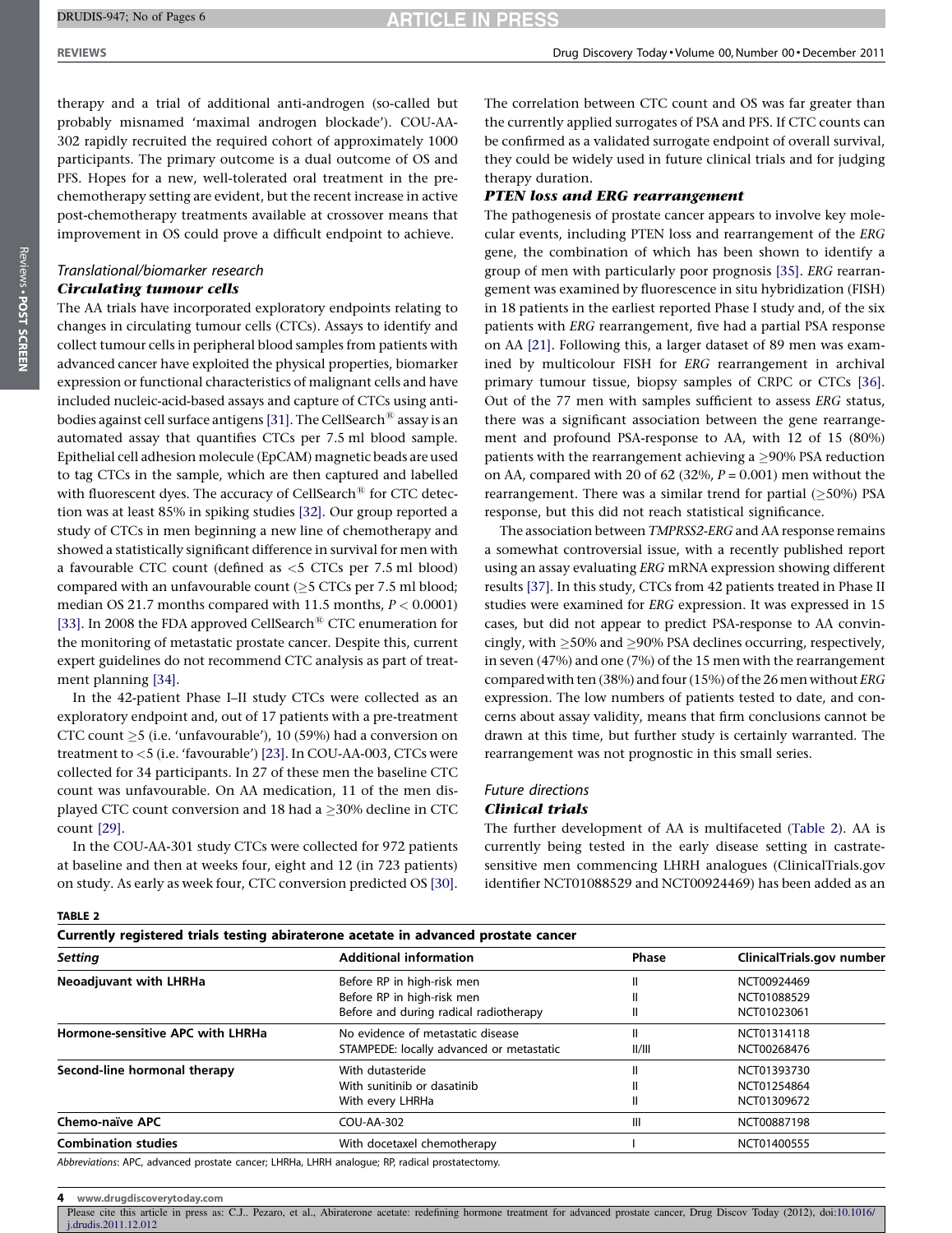therapy and a trial of additional anti-androgen (so-called but probably misnamed 'maximal androgen blockade'). COU-AA-302 rapidly recruited the required cohort of approximately 1000 participants. The primary outcome is a dual outcome of OS and PFS. Hopes for a new, well-tolerated oral treatment in the pre-chemotherapy setting are evident, but the recent increase in active post-chemotherapy treatments available at crossover means that improvement in OS could prove a difficult endpoint to achieve.

## Translational/biomarker research

### Circulating tumour cells

The AA trials have incorporated exploratory endpoints relating to changes in circulating tumour cells (CTCs). Assays to identify and collect tumour cells in peripheral blood samples from patients with advanced cancer have exploited the physical properties, biomarker expression or functional characteristics of malignant cells and have included nucleic-acid-based assays and capture of CTCs using antibodies against cell surface antigens [31]. The CellSearch® assay is an automated assay that quantifies CTCs per 7.5 ml blood sample. Epithelial cell adhesion molecule (EpCAM) magnetic beads are used to tag CTCs in the sample, which are then captured and labelled with fluorescent dyes. The accuracy of CellSearch® for CTC detection was at least 85% in spiking studies [32]. Our group reported a study of CTCs in men beginning a new line of chemotherapy and showed a statistically significant difference in survival for men with a favourable CTC count (defined as <5 CTCs per 7.5 ml blood) compared with an unfavourable count (≥5 CTCs per 7.5 ml blood; median OS 21.7 months compared with 11.5 months, $P < 0.0001$) [33]. In 2008 the FDA approved CellSearch® CTC enumeration for the monitoring of metastatic prostate cancer. Despite this, current expert guidelines do not recommend CTC analysis as part of treatment planning [34].

In the 42-patient Phase I–II study CTCs were collected as an exploratory endpoint and, out of 17 patients with a pre-treatment CTC count ≥5 (i.e. 'unfavourable'), 10 (59%) had a conversion on treatment to <5 (i.e. 'favourable') [23]. In COU-AA-003, CTCs were collected for 34 participants. In 27 of these men the baseline CTC count was unfavourable. On AA medication, 11 of the men displayed CTC count conversion and 18 had a ≥30% decline in CTC count [29].

In the COU-AA-301 study CTCs were collected for 972 patients at baseline and then at weeks four, eight and 12 (in 723 patients) on study. As early as week four, CTC conversion predicted OS [30]. The correlation between CTC count and OS was far greater than the currently applied surrogates of PSA and PFS. If CTC counts can be confirmed as a validated surrogate endpoint of overall survival, they could be widely used in future clinical trials and for judging therapy duration.

### PTEN loss and ERG rearrangement

The pathogenesis of prostate cancer appears to involve key molecular events, including PTEN loss and rearrangement of the *ERG* gene, the combination of which has been shown to identify a group of men with particularly poor prognosis [35]. *ERG* rearrangement was examined by fluorescence in situ hybridization (FISH) in 18 patients in the earliest reported Phase I study and, of the six patients with *ERG* rearrangement, five had a partial PSA response on AA [21]. Following this, a larger dataset of 89 men was examined by multicolour FISH for *ERG* rearrangement in archival primary tumour tissue, biopsy samples of CRPC or CTCs [36]. Out of the 77 men with samples sufficient to assess *ERG* status, there was a significant association between the gene rearrangement and profound PSA-response to AA, with 12 of 15 (80%) patients with the rearrangement achieving a ≥90% PSA reduction on AA, compared with 20 of 62 (32%, $P = 0.001$) men without the rearrangement. There was a similar trend for partial (≥50%) PSA response, but this did not reach statistical significance.

The association between *TMPRSS2-ERG* and AA response remains a somewhat controversial issue, with a recently published report using an assay evaluating *ERG* mRNA expression showing different results [37]. In this study, CTCs from 42 patients treated in Phase II studies were examined for *ERG* expression. It was expressed in 15 cases, but did not appear to predict PSA-response to AA convincingly, with ≥50% and ≥90% PSA declines occurring, respectively, in seven (47%) and one (7%) of the 15 men with the rearrangement compared with ten (38%) and four (15%) of the 26 men without *ERG* expression. The low numbers of patients tested to date, and concerns about assay validity, means that firm conclusions cannot be drawn at this time, but further study is certainly warranted. The rearrangement was not prognostic in this small series.

## Future directions

### Clinical trials

The further development of AA is multifaceted (Table 2). AA is currently being tested in the early disease setting in castrate-sensitive men commencing LHRH analogues (ClinicalTrials.gov identifier NCT01088529 and NCT00924469) has been added as an

**TABLE 2**

**Currently registered trials testing abiraterone acetate in advanced prostate cancer**

| *Setting* | **Additional information** | **Phase** | **ClinicalTrials.gov number** |
|---|---|---|---|
| **Neoadjuvant with LHRHa** | Before RP in high-risk men | II | NCT00924469 |
| | Before RP in high-risk men | II | NCT01088529 |
| | Before and during radical radiotherapy | II | NCT01023061 |
| **Hormone-sensitive APC with LHRHa** | No evidence of metastatic disease | II | NCT01314118 |
| | STAMPEDE: locally advanced or metastatic | II/III | NCT00268476 |
| **Second-line hormonal therapy** | With dutasteride | II | NCT01393730 |
| | With sunitinib or dasatinib | II | NCT01254864 |
| | With every LHRHa | II | NCT01309672 |
| **Chemo-naïve APC** | COU-AA-302 | III | NCT00887198 |
| **Combination studies** | With docetaxel chemotherapy | I | NCT01400555 |

*Abbreviations*: APC, advanced prostate cancer; LHRHa, LHRH analogue; RP, radical prostatectomy.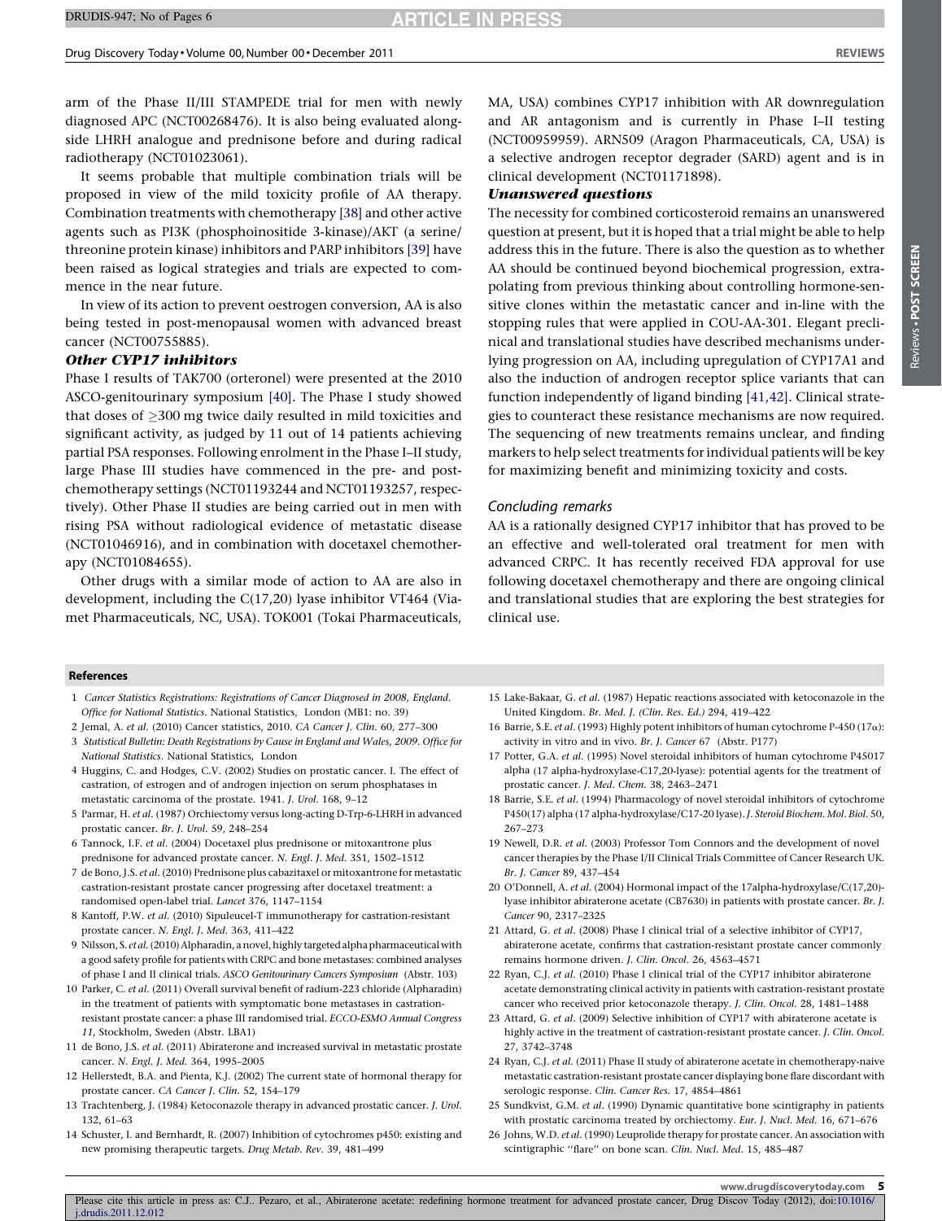arm of the Phase II/III STAMPEDE trial for men with newly diagnosed APC (NCT00268476). It is also being evaluated alongside LHRH analogue and prednisone before and during radical radiotherapy (NCT01023061).

It seems probable that multiple combination trials will be proposed in view of the mild toxicity profile of AA therapy. Combination treatments with chemotherapy [38] and other active agents such as PI3K (phosphoinositide 3-kinase)/AKT (a serine/threonine protein kinase) inhibitors and PARP inhibitors [39] have been raised as logical strategies and trials are expected to commence in the near future.

In view of its action to prevent oestrogen conversion, AA is also being tested in post-menopausal women with advanced breast cancer (NCT00755885).

### *Other CYP17 inhibitors*

Phase I results of TAK700 (orteronel) were presented at the 2010 ASCO-genitourinary symposium [40]. The Phase I study showed that doses of $\geq$300 mg twice daily resulted in mild toxicities and significant activity, as judged by 11 out of 14 patients achieving partial PSA responses. Following enrolment in the Phase I–II study, large Phase III studies have commenced in the pre- and post-chemotherapy settings (NCT01193244 and NCT01193257, respectively). Other Phase II studies are being carried out in men with rising PSA without radiological evidence of metastatic disease (NCT01046916), and in combination with docetaxel chemotherapy (NCT01084655).

Other drugs with a similar mode of action to AA are also in development, including the C(17,20) lyase inhibitor VT464 (Viamet Pharmaceuticals, NC, USA). TOK001 (Tokai Pharmaceuticals, MA, USA) combines CYP17 inhibition with AR downregulation and AR antagonism and is currently in Phase I–II testing (NCT00959959). ARN509 (Aragon Pharmaceuticals, CA, USA) is a selective androgen receptor degrader (SARD) agent and is in clinical development (NCT01171898).

### *Unanswered questions*

The necessity for combined corticosteroid remains an unanswered question at present, but it is hoped that a trial might be able to help address this in the future. There is also the question as to whether AA should be continued beyond biochemical progression, extrapolating from previous thinking about controlling hormone-sensitive clones within the metastatic cancer and in-line with the stopping rules that were applied in COU-AA-301. Elegant preclinical and translational studies have described mechanisms underlying progression on AA, including upregulation of CYP17A1 and also the induction of androgen receptor splice variants that can function independently of ligand binding [41,42]. Clinical strategies to counteract these resistance mechanisms are now required. The sequencing of new treatments remains unclear, and finding markers to help select treatments for individual patients will be key for maximizing benefit and minimizing toxicity and costs.

## *Concluding remarks*

AA is a rationally designed CYP17 inhibitor that has proved to be an effective and well-tolerated oral treatment for men with advanced CRPC. It has recently received FDA approval for use following docetaxel chemotherapy and there are ongoing clinical and translational studies that are exploring the best strategies for clinical use.

## References

1 *Cancer Statistics Registrations: Registrations of Cancer Diagnosed in 2008, England. Office for National Statistics*. National Statistics, London (MB1: no. 39)

2 Jemal, A. *et al.* (2010) Cancer statistics, 2010. *CA Cancer J. Clin.* 60, 277–300

3 *Statistical Bulletin: Death Registrations by Cause in England and Wales, 2009. Office for National Statistics*. National Statistics, London

4 Huggins, C. and Hodges, C.V. (2002) Studies on prostatic cancer. I. The effect of castration, of estrogen and of androgen injection on serum phosphatases in metastatic carcinoma of the prostate. 1941. *J. Urol.* 168, 9–12

5 Parmar, H. *et al.* (1987) Orchiectomy versus long-acting D-Trp-6-LHRH in advanced prostatic cancer. *Br. J. Urol.* 59, 248–254

6 Tannock, I.F. *et al.* (2004) Docetaxel plus prednisone or mitoxantrone plus prednisone for advanced prostate cancer. *N. Engl. J. Med.* 351, 1502–1512

7 de Bono, J.S. *et al.* (2010) Prednisone plus cabazitaxel or mitoxantrone for metastatic castration-resistant prostate cancer progressing after docetaxel treatment: a randomised open-label trial. *Lancet* 376, 1147–1154

8 Kantoff, P.W. *et al.* (2010) Sipuleucel-T immunotherapy for castration-resistant prostate cancer. *N. Engl. J. Med.* 363, 411–422

9 Nilsson, S. *et al.* (2010) Alpharadin, a novel, highly targeted alpha pharmaceutical with a good safety profile for patients with CRPC and bone metastases: combined analyses of phase I and II clinical trials. *ASCO Genitourinary Cancers Symposium* (Abstr. 103)

10 Parker, C. *et al.* (2011) Overall survival benefit of radium-223 chloride (Alpharadin) in the treatment of patients with symptomatic bone metastases in castration-resistant prostate cancer: a phase III randomised trial. *ECCO-ESMO Annual Congress 11*, Stockholm, Sweden (Abstr. LBA1)

11 de Bono, J.S. *et al.* (2011) Abiraterone and increased survival in metastatic prostate cancer. *N. Engl. J. Med.* 364, 1995–2005

12 Hellerstedt, B.A. and Pienta, K.J. (2002) The current state of hormonal therapy for prostate cancer. *CA Cancer J. Clin.* 52, 154–179

13 Trachtenberg, J. (1984) Ketoconazole therapy in advanced prostatic cancer. *J. Urol.* 132, 61–63

14 Schuster, I. and Bernhardt, R. (2007) Inhibition of cytochromes p450: existing and new promising therapeutic targets. *Drug Metab. Rev.* 39, 481–499

15 Lake-Bakaar, G. *et al.* (1987) Hepatic reactions associated with ketoconazole in the United Kingdom. *Br. Med. J. (Clin. Res. Ed.)* 294, 419–422

16 Barrie, S.E. *et al.* (1993) Highly potent inhibitors of human cytochrome P-450 (17$\alpha$): activity in vitro and in vivo. *Br. J. Cancer* 67 (Abstr. P177)

17 Potter, G.A. *et al.* (1995) Novel steroidal inhibitors of human cytochrome P45017 alpha (17 alpha-hydroxylase-C17,20-lyase): potential agents for the treatment of prostatic cancer. *J. Med. Chem.* 38, 2463–2471

18 Barrie, S.E. *et al.* (1994) Pharmacology of novel steroidal inhibitors of cytochrome P450(17) alpha (17 alpha-hydroxylase/C17-20 lyase). *J. Steroid Biochem. Mol. Biol.* 50, 267–273

19 Newell, D.R. *et al.* (2003) Professor Tom Connors and the development of novel cancer therapies by the Phase I/II Clinical Trials Committee of Cancer Research UK. *Br. J. Cancer* 89, 437–454

20 O'Donnell, A. *et al.* (2004) Hormonal impact of the 17alpha-hydroxylase/C(17,20)-lyase inhibitor abiraterone acetate (CB7630) in patients with prostate cancer. *Br. J. Cancer* 90, 2317–2325

21 Attard, G. *et al.* (2008) Phase I clinical trial of a selective inhibitor of CYP17, abiraterone acetate, confirms that castration-resistant prostate cancer commonly remains hormone driven. *J. Clin. Oncol.* 26, 4563–4571

22 Ryan, C.J. *et al.* (2010) Phase I clinical trial of the CYP17 inhibitor abiraterone acetate demonstrating clinical activity in patients with castration-resistant prostate cancer who received prior ketoconazole therapy. *J. Clin. Oncol.* 28, 1481–1488

23 Attard, G. *et al.* (2009) Selective inhibition of CYP17 with abiraterone acetate is highly active in the treatment of castration-resistant prostate cancer. *J. Clin. Oncol.* 27, 3742–3748

24 Ryan, C.J. *et al.* (2011) Phase II study of abiraterone acetate in chemotherapy-naive metastatic castration-resistant prostate cancer displaying bone flare discordant with serologic response. *Clin. Cancer Res.* 17, 4854–4861

25 Sundkvist, G.M. *et al.* (1990) Dynamic quantitative bone scintigraphy in patients with prostatic carcinoma treated by orchiectomy. *Eur. J. Nucl. Med.* 16, 671–676

26 Johns, W.D. *et al.* (1990) Leuprolide therapy for prostate cancer. An association with scintigraphic "flare" on bone scan. *Clin. Nucl. Med.* 15, 485–487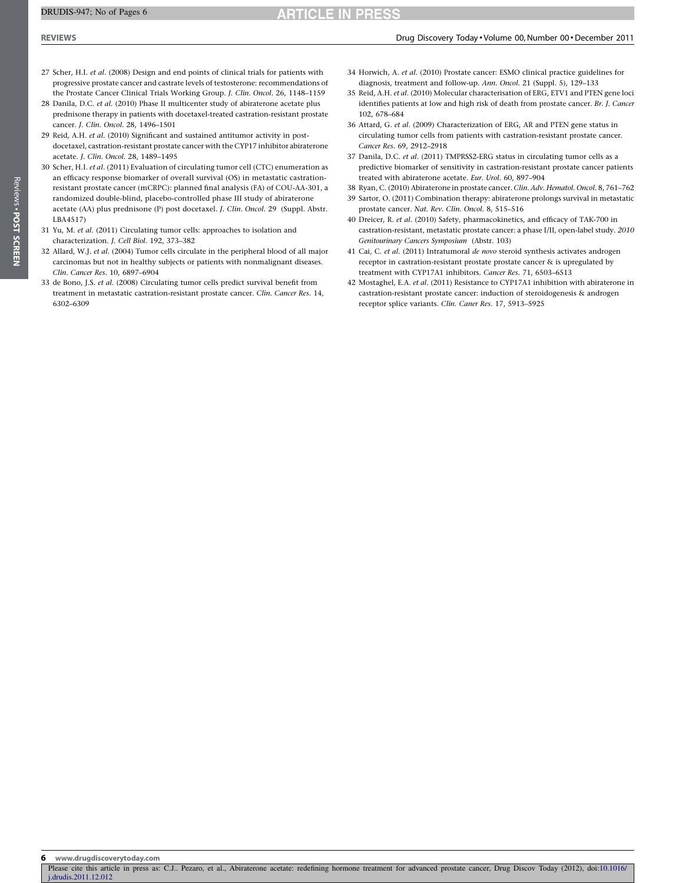27 Scher, H.I. *et al.* (2008) Design and end points of clinical trials for patients with progressive prostate cancer and castrate levels of testosterone: recommendations of the Prostate Cancer Clinical Trials Working Group. *J. Clin. Oncol.* 26, 1148–1159

28 Danila, D.C. *et al.* (2010) Phase II multicenter study of abiraterone acetate plus prednisone therapy in patients with docetaxel-treated castration-resistant prostate cancer. *J. Clin. Oncol.* 28, 1496–1501

29 Reid, A.H. *et al.* (2010) Significant and sustained antitumor activity in post-docetaxel, castration-resistant prostate cancer with the CYP17 inhibitor abiraterone acetate. *J. Clin. Oncol.* 28, 1489–1495

30 Scher, H.I. *et al.* (2011) Evaluation of circulating tumor cell (CTC) enumeration as an efficacy response biomarker of overall survival (OS) in metastatic castration-resistant prostate cancer (mCRPC): planned final analysis (FA) of COU-AA-301, a randomized double-blind, placebo-controlled phase III study of abiraterone acetate (AA) plus prednisone (P) post docetaxel. *J. Clin. Oncol.* 29 (Suppl. Abstr. LBA4517)

31 Yu, M. *et al.* (2011) Circulating tumor cells: approaches to isolation and characterization. *J. Cell Biol.* 192, 373–382

32 Allard, W.J. *et al.* (2004) Tumor cells circulate in the peripheral blood of all major carcinomas but not in healthy subjects or patients with nonmalignant diseases. *Clin. Cancer Res.* 10, 6897–6904

33 de Bono, J.S. *et al.* (2008) Circulating tumor cells predict survival benefit from treatment in metastatic castration-resistant prostate cancer. *Clin. Cancer Res.* 14, 6302–6309

34 Horwich, A. *et al.* (2010) Prostate cancer: ESMO clinical practice guidelines for diagnosis, treatment and follow-up. *Ann. Oncol.* 21 (Suppl. 5), 129–133

35 Reid, A.H. *et al.* (2010) Molecular characterisation of ERG, ETV1 and PTEN gene loci identifies patients at low and high risk of death from prostate cancer. *Br. J. Cancer* 102, 678–684

36 Attard, G. *et al.* (2009) Characterization of ERG, AR and PTEN gene status in circulating tumor cells from patients with castration-resistant prostate cancer. *Cancer Res.* 69, 2912–2918

37 Danila, D.C. *et al.* (2011) TMPRSS2-ERG status in circulating tumor cells as a predictive biomarker of sensitivity in castration-resistant prostate cancer patients treated with abiraterone acetate. *Eur. Urol.* 60, 897–904

38 Ryan, C. (2010) Abiraterone in prostate cancer. *Clin. Adv. Hematol. Oncol.* 8, 761–762

39 Sartor, O. (2011) Combination therapy: abiraterone prolongs survival in metastatic prostate cancer. *Nat. Rev. Clin. Oncol.* 8, 515–516

40 Dreicer, R. *et al.* (2010) Safety, pharmacokinetics, and efficacy of TAK-700 in castration-resistant, metastatic prostate cancer: a phase I/II, open-label study. *2010 Genitourinary Cancers Symposium* (Abstr. 103)

41 Cai, C. *et al.* (2011) Intratumoral *de novo* steroid synthesis activates androgen receptor in castration-resistant prostate prostate cancer & is upregulated by treatment with CYP17A1 inhibitors. *Cancer Res.* 71, 6503–6513

42 Mostaghel, E.A. *et al.* (2011) Resistance to CYP17A1 inhibition with abiraterone in castration-resistant prostate cancer: induction of steroidogenesis & androgen receptor splice variants. *Clin. Caner Res.* 17, 5913–5925